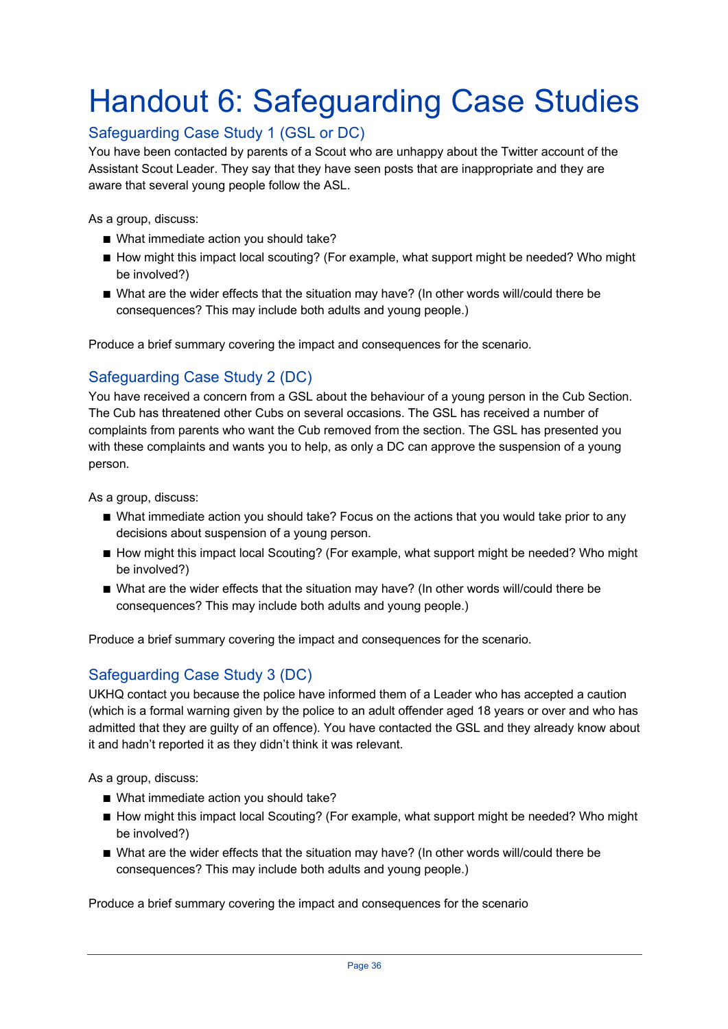# Handout 6: Safeguarding Case Studies

## Safeguarding Case Study 1 (GSL or DC)

You have been contacted by parents of a Scout who are unhappy about the Twitter account of the Assistant Scout Leader. They say that they have seen posts that are inappropriate and they are aware that several young people follow the ASL.

As a group, discuss:

- What immediate action you should take?
- How might this impact local scouting? (For example, what support might be needed? Who might be involved?)
- What are the wider effects that the situation may have? (In other words will/could there be consequences? This may include both adults and young people.)

Produce a brief summary covering the impact and consequences for the scenario.

## Safeguarding Case Study 2 (DC)

You have received a concern from a GSL about the behaviour of a young person in the Cub Section. The Cub has threatened other Cubs on several occasions. The GSL has received a number of complaints from parents who want the Cub removed from the section. The GSL has presented you with these complaints and wants you to help, as only a DC can approve the suspension of a young person.

As a group, discuss:

- What immediate action you should take? Focus on the actions that you would take prior to any decisions about suspension of a young person.
- How might this impact local Scouting? (For example, what support might be needed? Who might be involved?)
- What are the wider effects that the situation may have? (In other words will/could there be consequences? This may include both adults and young people.)

Produce a brief summary covering the impact and consequences for the scenario.

## Safeguarding Case Study 3 (DC)

UKHQ contact you because the police have informed them of a Leader who has accepted a caution (which is a formal warning given by the police to an adult offender aged 18 years or over and who has admitted that they are guilty of an offence). You have contacted the GSL and they already know about it and hadn't reported it as they didn't think it was relevant.

As a group, discuss:

- What immediate action you should take?
- How might this impact local Scouting? (For example, what support might be needed? Who might be involved?)
- What are the wider effects that the situation may have? (In other words will/could there be consequences? This may include both adults and young people.)

Produce a brief summary covering the impact and consequences for the scenario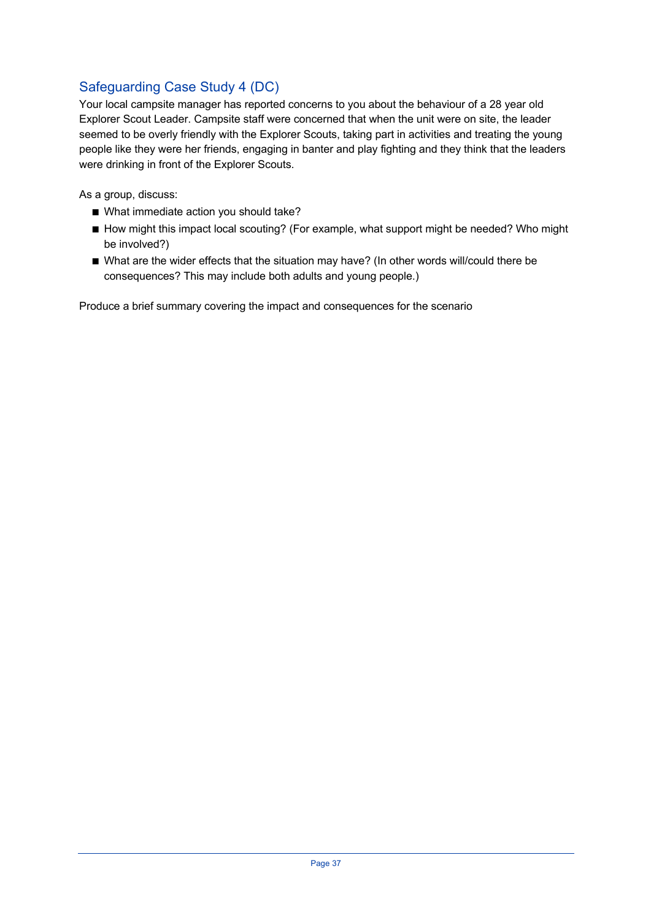## Safeguarding Case Study 4 (DC)

Your local campsite manager has reported concerns to you about the behaviour of a 28 year old Explorer Scout Leader. Campsite staff were concerned that when the unit were on site, the leader seemed to be overly friendly with the Explorer Scouts, taking part in activities and treating the young people like they were her friends, engaging in banter and play fighting and they think that the leaders were drinking in front of the Explorer Scouts.

As a group, discuss:

- What immediate action you should take?
- How might this impact local scouting? (For example, what support might be needed? Who might be involved?)
- What are the wider effects that the situation may have? (In other words will/could there be consequences? This may include both adults and young people.)

Produce a brief summary covering the impact and consequences for the scenario